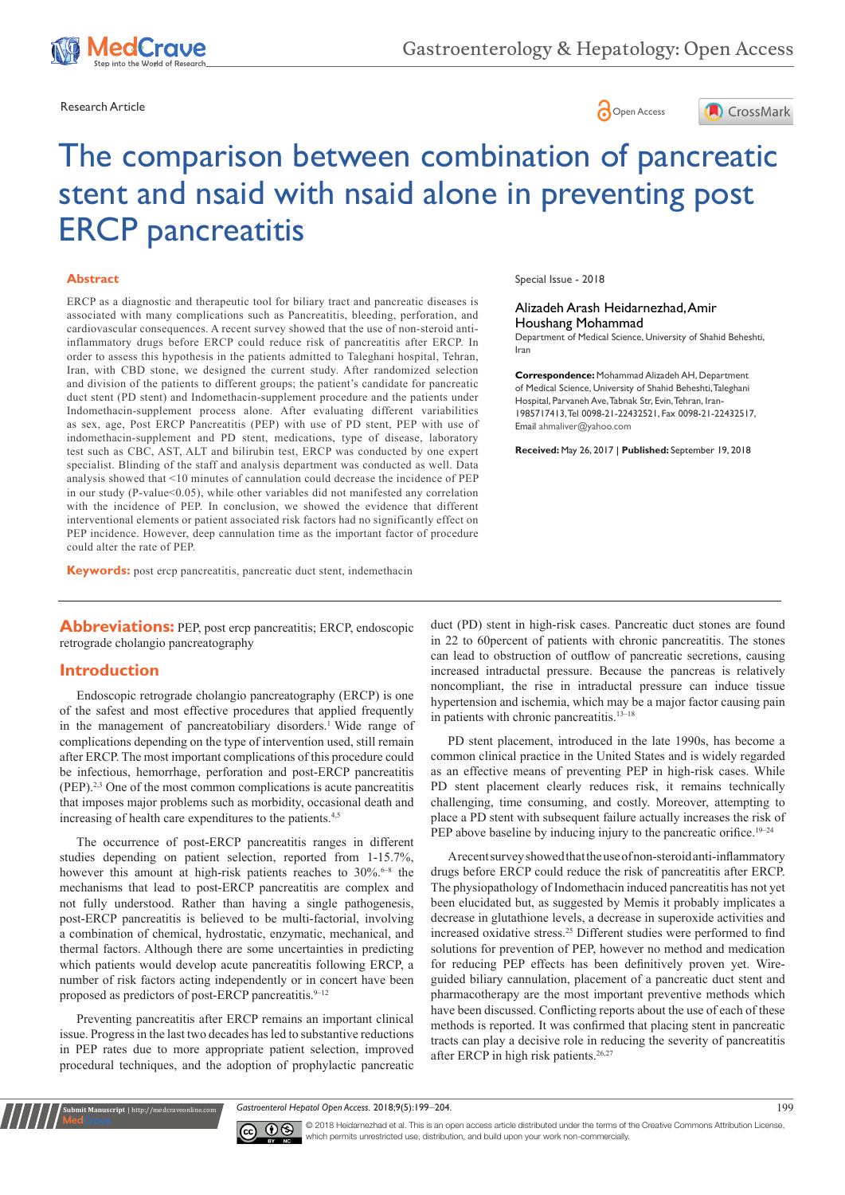Research Article

# The comparison between combination of pancreatic stent and nsaid with nsaid alone in preventing post ERCP pancreatitis

Special Issue - 2018

Alizadeh Arash Heidarnezhad, Amir Houshang Mohammad

Department of Medical Science, University of Shahid Beheshti, Iran

**Correspondence:** Mohammad Alizadeh AH, Department of Medical Science, University of Shahid Beheshti, Taleghani Hospital, Parvaneh Ave, Tabnak Str, Evin, Tehran, Iran-1985717413, Tel 0098-21-22432521, Fax 0098-21-22432517, Email ahmaliver@yahoo.com

**Received:** May 26, 2017 | **Published:** September 19, 2018

## Abstract

ERCP as a diagnostic and therapeutic tool for biliary tract and pancreatic diseases is associated with many complications such as Pancreatitis, bleeding, perforation, and cardiovascular consequences. A recent survey showed that the use of non-steroid anti-inflammatory drugs before ERCP could reduce risk of pancreatitis after ERCP. In order to assess this hypothesis in the patients admitted to Taleghani hospital, Tehran, Iran, with CBD stone, we designed the current study. After randomized selection and division of the patients to different groups; the patient's candidate for pancreatic duct stent (PD stent) and Indomethacin-supplement procedure and the patients under Indomethacin-supplement process alone. After evaluating different variabilities as sex, age, Post ERCP Pancreatitis (PEP) with use of PD stent, PEP with use of indomethacin-supplement and PD stent, medications, type of disease, laboratory test such as CBC, AST, ALT and bilirubin test, ERCP was conducted by one expert specialist. Blinding of the staff and analysis department was conducted as well. Data analysis showed that <10 minutes of cannulation could decrease the incidence of PEP in our study (P-value<0.05), while other variables did not manifested any correlation with the incidence of PEP. In conclusion, we showed the evidence that different interventional elements or patient associated risk factors had no significantly effect on PEP incidence. However, deep cannulation time as the important factor of procedure could alter the rate of PEP.

**Keywords:** post ercp pancreatitis, pancreatic duct stent, indemethacin

**Abbreviations:** PEP, post ercp pancreatitis; ERCP, endoscopic retrograde cholangio pancreatography

## Introduction

Endoscopic retrograde cholangio pancreatography (ERCP) is one of the safest and most effective procedures that applied frequently in the management of pancreatobiliary disorders.[1] Wide range of complications depending on the type of intervention used, still remain after ERCP. The most important complications of this procedure could be infectious, hemorrhage, perforation and post-ERCP pancreatitis (PEP).[2,3] One of the most common complications is acute pancreatitis that imposes major problems such as morbidity, occasional death and increasing of health care expenditures to the patients.[4,5]

The occurrence of post-ERCP pancreatitis ranges in different studies depending on patient selection, reported from 1-15.7%, however this amount at high-risk patients reaches to 30%.[6–8] the mechanisms that lead to post-ERCP pancreatitis are complex and not fully understood. Rather than having a single pathogenesis, post-ERCP pancreatitis is believed to be multi-factorial, involving a combination of chemical, hydrostatic, enzymatic, mechanical, and thermal factors. Although there are some uncertainties in predicting which patients would develop acute pancreatitis following ERCP, a number of risk factors acting independently or in concert have been proposed as predictors of post-ERCP pancreatitis.[9–12]

Preventing pancreatitis after ERCP remains an important clinical issue. Progress in the last two decades has led to substantive reductions in PEP rates due to more appropriate patient selection, improved procedural techniques, and the adoption of prophylactic pancreatic duct (PD) stent in high-risk cases. Pancreatic duct stones are found in 22 to 60percent of patients with chronic pancreatitis. The stones can lead to obstruction of outflow of pancreatic secretions, causing increased intraductal pressure. Because the pancreas is relatively noncompliant, the rise in intraductal pressure can induce tissue hypertension and ischemia, which may be a major factor causing pain in patients with chronic pancreatitis.[13–18]

PD stent placement, introduced in the late 1990s, has become a common clinical practice in the United States and is widely regarded as an effective means of preventing PEP in high-risk cases. While PD stent placement clearly reduces risk, it remains technically challenging, time consuming, and costly. Moreover, attempting to place a PD stent with subsequent failure actually increases the risk of PEP above baseline by inducing injury to the pancreatic orifice.[19–24]

A recent survey showed that the use of non-steroid anti-inflammatory drugs before ERCP could reduce the risk of pancreatitis after ERCP. The physiopathology of Indomethacin induced pancreatitis has not yet been elucidated but, as suggested by Memis it probably implicates a decrease in glutathione levels, a decrease in superoxide activities and increased oxidative stress.[25] Different studies were performed to find solutions for prevention of PEP, however no method and medication for reducing PEP effects has been definitively proven yet. Wire-guided biliary cannulation, placement of a pancreatic duct stent and pharmacotherapy are the most important preventive methods which have been discussed. Conflicting reports about the use of each of these methods is reported. It was confirmed that placing stent in pancreatic tracts can play a decisive role in reducing the severity of pancreatitis after ERCP in high risk patients.[26,27]

© 2018 Heidarnezhad et al. This is an open access article distributed under the terms of the Creative Commons Attribution License, which permits unrestricted use, distribution, and build upon your work non-commercially.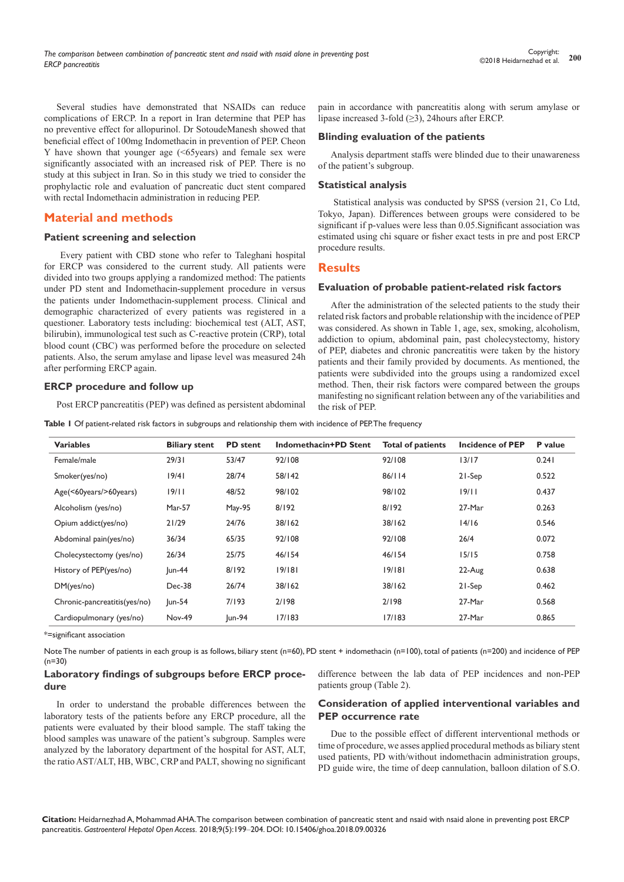Several studies have demonstrated that NSAIDs can reduce complications of ERCP. In a report in Iran determine that PEP has no preventive effect for allopurinol. Dr SotoudeManesh showed that beneficial effect of 100mg Indomethacin in prevention of PEP. Cheon Y have shown that younger age (<65years) and female sex were significantly associated with an increased risk of PEP. There is no study at this subject in Iran. So in this study we tried to consider the prophylactic role and evaluation of pancreatic duct stent compared with rectal Indomethacin administration in reducing PEP.

## Material and methods

### Patient screening and selection

Every patient with CBD stone who refer to Taleghani hospital for ERCP was considered to the current study. All patients were divided into two groups applying a randomized method: The patients under PD stent and Indomethacin-supplement procedure in versus the patients under Indomethacin-supplement process. Clinical and demographic characterized of every patients was registered in a questioner. Laboratory tests including: biochemical test (ALT, AST, bilirubin), immunological test such as C-reactive protein (CRP), total blood count (CBC) was performed before the procedure on selected patients. Also, the serum amylase and lipase level was measured 24h after performing ERCP again.

### ERCP procedure and follow up

Post ERCP pancreatitis (PEP) was defined as persistent abdominal pain in accordance with pancreatitis along with serum amylase or lipase increased 3-fold (≥3), 24hours after ERCP.

### Blinding evaluation of the patients

Analysis department staffs were blinded due to their unawareness of the patient's subgroup.

### Statistical analysis

Statistical analysis was conducted by SPSS (version 21, Co Ltd, Tokyo, Japan). Differences between groups were considered to be significant if p-values were less than 0.05.Significant association was estimated using chi square or fisher exact tests in pre and post ERCP procedure results.

## Results

### Evaluation of probable patient-related risk factors

After the administration of the selected patients to the study their related risk factors and probable relationship with the incidence of PEP was considered. As shown in Table 1, age, sex, smoking, alcoholism, addiction to opium, abdominal pain, past cholecystectomy, history of PEP, diabetes and chronic pancreatitis were taken by the history patients and their family provided by documents. As mentioned, the patients were subdivided into the groups using a randomized excel method. Then, their risk factors were compared between the groups manifesting no significant relation between any of the variabilities and the risk of PEP.

**Table 1** Of patient-related risk factors in subgroups and relationship them with incidence of PEP.The frequency

| Variables | Biliary stent | PD stent | Indomethacin+PD Stent | Total of patients | Incidence of PEP | P value |
|---|---|---|---|---|---|---|
| Female/male | 29/31 | 53/47 | 92/108 | 92/108 | 13/17 | 0.241 |
| Smoker(yes/no) | 19/41 | 28/74 | 58/142 | 86/114 | 21-Sep | 0.522 |
| Age(<60years/>60years) | 19/11 | 48/52 | 98/102 | 98/102 | 19/11 | 0.437 |
| Alcoholism (yes/no) | Mar-57 | May-95 | 8/192 | 8/192 | 27-Mar | 0.263 |
| Opium addict(yes/no) | 21/29 | 24/76 | 38/162 | 38/162 | 14/16 | 0.546 |
| Abdominal pain(yes/no) | 36/34 | 65/35 | 92/108 | 92/108 | 26/4 | 0.072 |
| Cholecystectomy (yes/no) | 26/34 | 25/75 | 46/154 | 46/154 | 15/15 | 0.758 |
| History of PEP(yes/no) | Jun-44 | 8/192 | 19/181 | 19/181 | 22-Aug | 0.638 |
| DM(yes/no) | Dec-38 | 26/74 | 38/162 | 38/162 | 21-Sep | 0.462 |
| Chronic-pancreatitis(yes/no) | Jun-54 | 7/193 | 2/198 | 2/198 | 27-Mar | 0.568 |
| Cardiopulmonary (yes/no) | Nov-49 | Jun-94 | 17/183 | 17/183 | 27-Mar | 0.865 |

*=significant association

Note The number of patients in each group is as follows, biliary stent (n=60), PD stent + indomethacin (n=100), total of patients (n=200) and incidence of PEP (n=30)

### Laboratory findings of subgroups before ERCP procedure

In order to understand the probable differences between the laboratory tests of the patients before any ERCP procedure, all the patients were evaluated by their blood sample. The staff taking the blood samples was unaware of the patient's subgroup. Samples were analyzed by the laboratory department of the hospital for AST, ALT, the ratio AST/ALT, HB, WBC, CRP and PALT, showing no significant difference between the lab data of PEP incidences and non-PEP patients group (Table 2).

### Consideration of applied interventional variables and PEP occurrence rate

Due to the possible effect of different interventional methods or time of procedure, we asses applied procedural methods as biliary stent used patients, PD with/without indomethacin administration groups, PD guide wire, the time of deep cannulation, balloon dilation of S.O.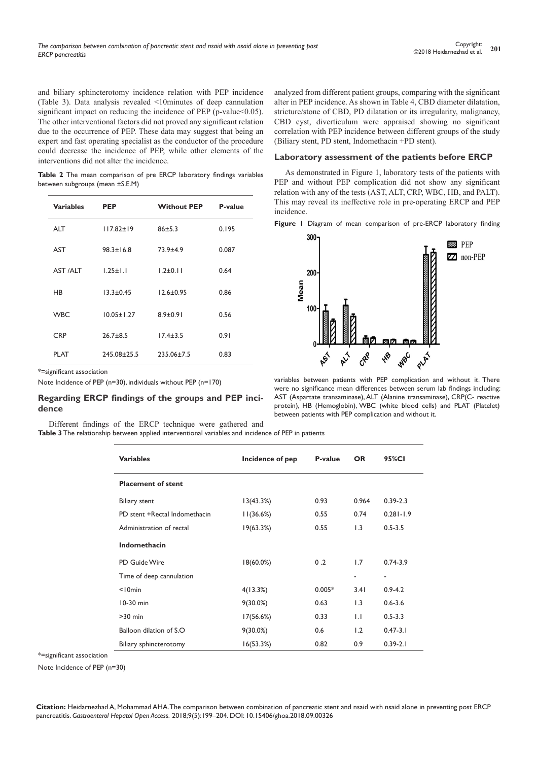and biliary sphincterotomy incidence relation with PEP incidence (Table 3). Data analysis revealed <10minutes of deep cannulation significant impact on reducing the incidence of PEP (p-value<0.05). The other interventional factors did not proved any significant relation due to the occurrence of PEP. These data may suggest that being an expert and fast operating specialist as the conductor of the procedure could decrease the incidence of PEP, while other elements of the interventions did not alter the incidence.

**Table 2** The mean comparison of pre ERCP laboratory findings variables between subgroups (mean ±S.E.M)

| Variables | PEP | Without PEP | P-value |
|---|---|---|---|
| ALT | 117.82±19 | 86±5.3 | 0.195 |
| AST | 98.3±16.8 | 73.9±4.9 | 0.087 |
| AST /ALT | 1.25±1.1 | 1.2±0.11 | 0.64 |
| HB | 13.3±0.45 | 12.6±0.95 | 0.86 |
| WBC | 10.05±1.27 | 8.9±0.91 | 0.56 |
| CRP | 26.7±8.5 | 17.4±3.5 | 0.91 |
| PLAT | 245.08±25.5 | 235.06±7.5 | 0.83 |

*=significant association

Note Incidence of PEP (n=30), individuals without PEP (n=170)

## Regarding ERCP findings of the groups and PEP incidence

Different findings of the ERCP technique were gathered and analyzed from different patient groups, comparing with the significant alter in PEP incidence. As shown in Table 4, CBD diameter dilatation, stricture/stone of CBD, PD dilatation or its irregularity, malignancy, CBD cyst, diverticulum were appraised showing no significant correlation with PEP incidence between different groups of the study (Biliary stent, PD stent, Indomethacin +PD stent).

## Laboratory assessment of the patients before ERCP

As demonstrated in Figure 1, laboratory tests of the patients with PEP and without PEP complication did not show any significant relation with any of the tests (AST, ALT, CRP, WBC, HB, and PALT). This may reveal its ineffective role in pre-operating ERCP and PEP incidence.

**Figure 1** Diagram of mean comparison of pre-ERCP laboratory finding variables between patients with PEP complication and without it. There were no significance mean differences between serum lab findings including: AST (Aspartate transaminase), ALT (Alanine transaminase), CRP(C- reactive protein), HB (Hemoglobin), WBC (white blood cells) and PLAT (Platelet) between patients with PEP complication and without it.

**Table 3** The relationship between applied interventional variables and incidence of PEP in patients

| Variables | Incidence of pep | P-value | OR | 95%CI |
|---|---|---|---|---|
| **Placement of stent** | | | | |
| Biliary stent | 13(43.3%) | 0.93 | 0.964 | 0.39-2.3 |
| PD stent +Rectal Indomethacin | 11(36.6%) | 0.55 | 0.74 | 0.281-1.9 |
| Administration of rectal | 19(63.3%) | 0.55 | 1.3 | 0.5-3.5 |
| **Indomethacin** | | | | |
| PD Guide Wire | 18(60.0%) | 0 .2 | 1.7 | 0.74-3.9 |
| Time of deep cannulation | | | - | - |
| <10min | 4(13.3%) | 0.005* | 3.41 | 0.9-4.2 |
| 10-30 min | 9(30.0%) | 0.63 | 1.3 | 0.6-3.6 |
| >30 min | 17(56.6%) | 0.33 | 1.1 | 0.5-3.3 |
| Balloon dilation of S.O | 9(30.0%) | 0.6 | 1.2 | 0.47-3.1 |
| Biliary sphincterotomy | 16(53.3%) | 0.82 | 0.9 | 0.39-2.1 |

*=significant association

Note Incidence of PEP (n=30)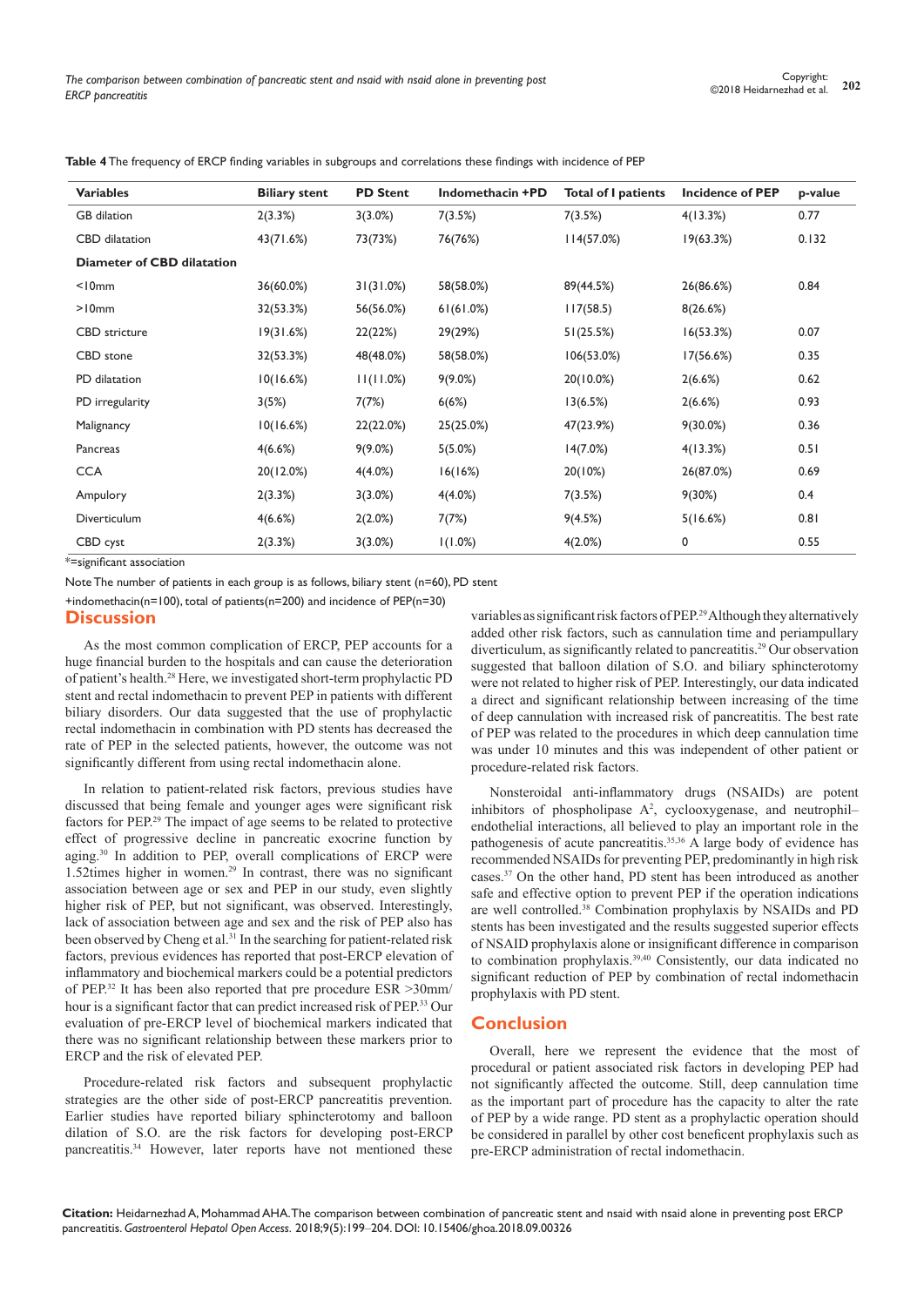**Table 4** The frequency of ERCP finding variables in subgroups and correlations these findings with incidence of PEP

| Variables | Biliary stent | PD Stent | Indomethacin +PD | Total of I patients | Incidence of PEP | p-value |
|---|---|---|---|---|---|---|
| GB dilation | 2(3.3%) | 3(3.0%) | 7(3.5%) | 7(3.5%) | 4(13.3%) | 0.77 |
| CBD dilatation | 43(71.6%) | 73(73%) | 76(76%) | 114(57.0%) | 19(63.3%) | 0.132 |
| **Diameter of CBD dilatation** | | | | | | |
| <10mm | 36(60.0%) | 31(31.0%) | 58(58.0%) | 89(44.5%) | 26(86.6%) | 0.84 |
| >10mm | 32(53.3%) | 56(56.0%) | 61(61.0%) | 117(58.5) | 8(26.6%) | |
| CBD stricture | 19(31.6%) | 22(22%) | 29(29%) | 51(25.5%) | 16(53.3%) | 0.07 |
| CBD stone | 32(53.3%) | 48(48.0%) | 58(58.0%) | 106(53.0%) | 17(56.6%) | 0.35 |
| PD dilatation | 10(16.6%) | 11(11.0%) | 9(9.0%) | 20(10.0%) | 2(6.6%) | 0.62 |
| PD irregularity | 3(5%) | 7(7%) | 6(6%) | 13(6.5%) | 2(6.6%) | 0.93 |
| Malignancy | 10(16.6%) | 22(22.0%) | 25(25.0%) | 47(23.9%) | 9(30.0%) | 0.36 |
| Pancreas | 4(6.6%) | 9(9.0%) | 5(5.0%) | 14(7.0%) | 4(13.3%) | 0.51 |
| CCA | 20(12.0%) | 4(4.0%) | 16(16%) | 20(10%) | 26(87.0%) | 0.69 |
| Ampulory | 2(3.3%) | 3(3.0%) | 4(4.0%) | 7(3.5%) | 9(30%) | 0.4 |
| Diverticulum | 4(6.6%) | 2(2.0%) | 7(7%) | 9(4.5%) | 5(16.6%) | 0.81 |
| CBD cyst | 2(3.3%) | 3(3.0%) | 1(1.0%) | 4(2.0%) | 0 | 0.55 |

*=significant association

Note The number of patients in each group is as follows, biliary stent (n=60), PD stent +indomethacin(n=100), total of patients(n=200) and incidence of PEP(n=30)

## Discussion

As the most common complication of ERCP, PEP accounts for a huge financial burden to the hospitals and can cause the deterioration of patient's health.[28] Here, we investigated short-term prophylactic PD stent and rectal indomethacin to prevent PEP in patients with different biliary disorders. Our data suggested that the use of prophylactic rectal indomethacin in combination with PD stents has decreased the rate of PEP in the selected patients, however, the outcome was not significantly different from using rectal indomethacin alone.

In relation to patient-related risk factors, previous studies have discussed that being female and younger ages were significant risk factors for PEP.[29] The impact of age seems to be related to protective effect of progressive decline in pancreatic exocrine function by aging.[30] In addition to PEP, overall complications of ERCP were 1.52times higher in women.[29] In contrast, there was no significant association between age or sex and PEP in our study, even slightly higher risk of PEP, but not significant, was observed. Interestingly, lack of association between age and sex and the risk of PEP also has been observed by Cheng et al.[31] In the searching for patient-related risk factors, previous evidences has reported that post-ERCP elevation of inflammatory and biochemical markers could be a potential predictors of PEP.[32] It has been also reported that pre procedure ESR >30mm/hour is a significant factor that can predict increased risk of PEP.[33] Our evaluation of pre-ERCP level of biochemical markers indicated that there was no significant relationship between these markers prior to ERCP and the risk of elevated PEP.

Procedure-related risk factors and subsequent prophylactic strategies are the other side of post-ERCP pancreatitis prevention. Earlier studies have reported biliary sphincterotomy and balloon dilation of S.O. are the risk factors for developing post-ERCP pancreatitis.[34] However, later reports have not mentioned these variables as significant risk factors of PEP.[29] Although they alternatively added other risk factors, such as cannulation time and periampullary diverticulum, as significantly related to pancreatitis.[29] Our observation suggested that balloon dilation of S.O. and biliary sphincterotomy were not related to higher risk of PEP. Interestingly, our data indicated a direct and significant relationship between increasing of the time of deep cannulation with increased risk of pancreatitis. The best rate of PEP was related to the procedures in which deep cannulation time was under 10 minutes and this was independent of other patient or procedure-related risk factors.

Nonsteroidal anti-inflammatory drugs (NSAIDs) are potent inhibitors of phospholipase $A^2$, cyclooxygenase, and neutrophil–endothelial interactions, all believed to play an important role in the pathogenesis of acute pancreatitis.[35,36] A large body of evidence has recommended NSAIDs for preventing PEP, predominantly in high risk cases.[37] On the other hand, PD stent has been introduced as another safe and effective option to prevent PEP if the operation indications are well controlled.[38] Combination prophylaxis by NSAIDs and PD stents has been investigated and the results suggested superior effects of NSAID prophylaxis alone or insignificant difference in comparison to combination prophylaxis.[39,40] Consistently, our data indicated no significant reduction of PEP by combination of rectal indomethacin prophylaxis with PD stent.

## Conclusion

Overall, here we represent the evidence that the most of procedural or patient associated risk factors in developing PEP had not significantly affected the outcome. Still, deep cannulation time as the important part of procedure has the capacity to alter the rate of PEP by a wide range. PD stent as a prophylactic operation should be considered in parallel by other cost beneficent prophylaxis such as pre-ERCP administration of rectal indomethacin.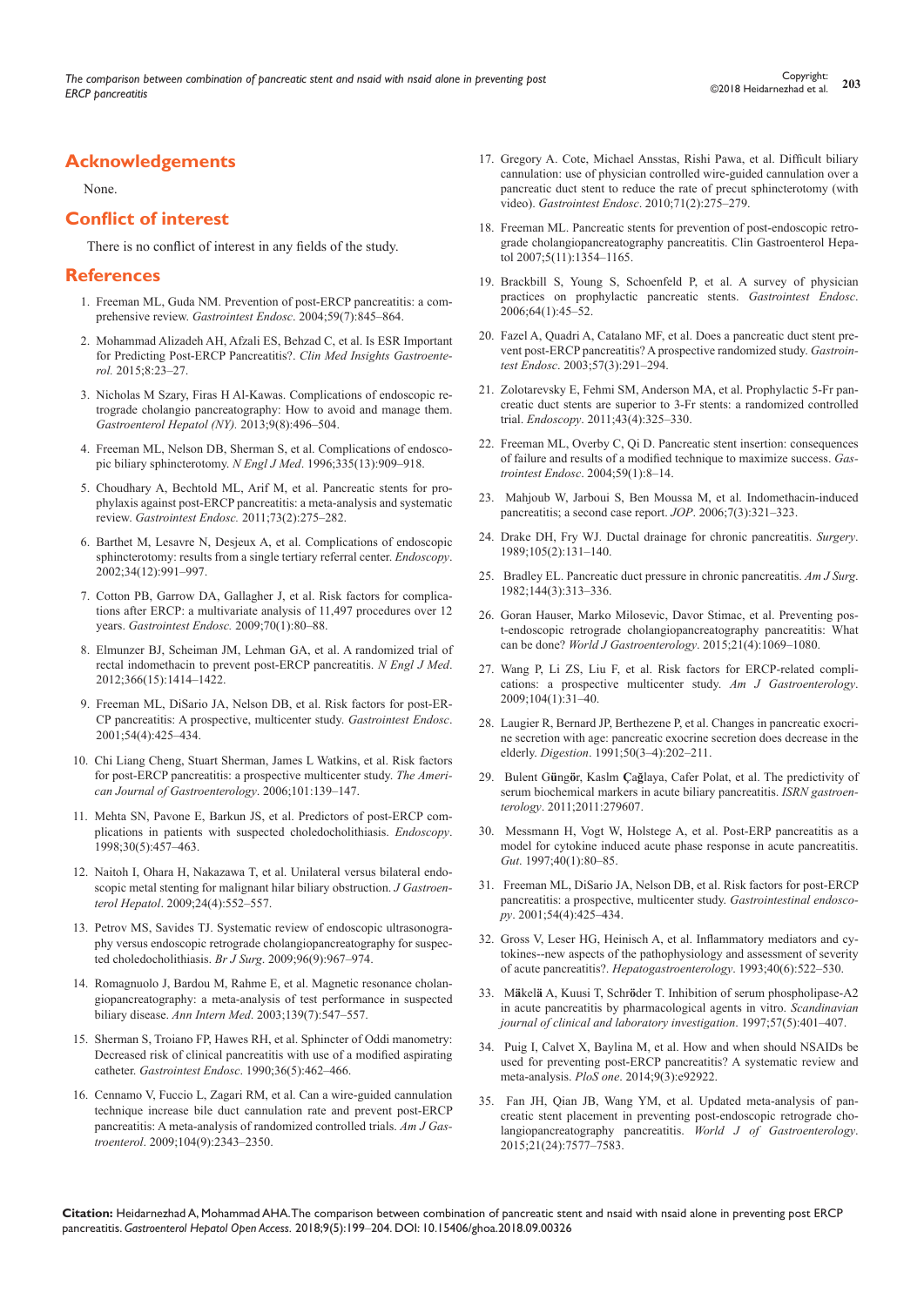## Acknowledgements

None.

## Conflict of interest

There is no conflict of interest in any fields of the study.

## References

1. Freeman ML, Guda NM. Prevention of post-ERCP pancreatitis: a comprehensive review. *Gastrointest Endosc*. 2004;59(7):845–864.
2. Mohammad Alizadeh AH, Afzali ES, Behzad C, et al. Is ESR Important for Predicting Post-ERCP Pancreatitis?. *Clin Med Insights Gastroenterol.* 2015;8:23–27.
3. Nicholas M Szary, Firas H Al-Kawas. Complications of endoscopic retrograde cholangio pancreatography: How to avoid and manage them. *Gastroenterol Hepatol (NY).* 2013;9(8):496–504.
4. Freeman ML, Nelson DB, Sherman S, et al. Complications of endoscopic biliary sphincterotomy. *N Engl J Med*. 1996;335(13):909–918.
5. Choudhary A, Bechtold ML, Arif M, et al. Pancreatic stents for prophylaxis against post-ERCP pancreatitis: a meta-analysis and systematic review. *Gastrointest Endosc.* 2011;73(2):275–282.
6. Barthet M, Lesavre N, Desjeux A, et al. Complications of endoscopic sphincterotomy: results from a single tertiary referral center. *Endoscopy*. 2002;34(12):991–997.
7. Cotton PB, Garrow DA, Gallagher J, et al. Risk factors for complications after ERCP: a multivariate analysis of 11,497 procedures over 12 years. *Gastrointest Endosc.* 2009;70(1):80–88.
8. Elmunzer BJ, Scheiman JM, Lehman GA, et al. A randomized trial of rectal indomethacin to prevent post-ERCP pancreatitis. *N Engl J Med*. 2012;366(15):1414–1422.
9. Freeman ML, DiSario JA, Nelson DB, et al. Risk factors for post-ERCP pancreatitis: A prospective, multicenter study. *Gastrointest Endosc*. 2001;54(4):425–434.
10. Chi Liang Cheng, Stuart Sherman, James L Watkins, et al. Risk factors for post-ERCP pancreatitis: a prospective multicenter study. *The American Journal of Gastroenterology*. 2006;101:139–147.
11. Mehta SN, Pavone E, Barkun JS, et al. Predictors of post-ERCP complications in patients with suspected choledocholithiasis. *Endoscopy*. 1998;30(5):457–463.
12. Naitoh I, Ohara H, Nakazawa T, et al. Unilateral versus bilateral endoscopic metal stenting for malignant hilar biliary obstruction. *J Gastroenterol Hepatol*. 2009;24(4):552–557.
13. Petrov MS, Savides TJ. Systematic review of endoscopic ultrasonography versus endoscopic retrograde cholangiopancreatography for suspected choledocholithiasis. *Br J Surg*. 2009;96(9):967–974.
14. Romagnuolo J, Bardou M, Rahme E, et al. Magnetic resonance cholangiopancreatography: a meta-analysis of test performance in suspected biliary disease. *Ann Intern Med*. 2003;139(7):547–557.
15. Sherman S, Troiano FP, Hawes RH, et al. Sphincter of Oddi manometry: Decreased risk of clinical pancreatitis with use of a modified aspirating catheter. *Gastrointest Endosc*. 1990;36(5):462–466.
16. Cennamo V, Fuccio L, Zagari RM, et al. Can a wire-guided cannulation technique increase bile duct cannulation rate and prevent post-ERCP pancreatitis: A meta-analysis of randomized controlled trials. *Am J Gastroenterol*. 2009;104(9):2343–2350.
17. Gregory A. Cote, Michael Ansstas, Rishi Pawa, et al. Difficult biliary cannulation: use of physician controlled wire-guided cannulation over a pancreatic duct stent to reduce the rate of precut sphincterotomy (with video). *Gastrointest Endosc*. 2010;71(2):275–279.
18. Freeman ML. Pancreatic stents for prevention of post-endoscopic retrograde cholangiopancreatography pancreatitis. Clin Gastroenterol Hepatol 2007;5(11):1354–1165.
19. Brackbill S, Young S, Schoenfeld P, et al. A survey of physician practices on prophylactic pancreatic stents. *Gastrointest Endosc*. 2006;64(1):45–52.
20. Fazel A, Quadri A, Catalano MF, et al. Does a pancreatic duct stent prevent post-ERCP pancreatitis? A prospective randomized study. *Gastrointest Endosc*. 2003;57(3):291–294.
21. Zolotarevsky E, Fehmi SM, Anderson MA, et al. Prophylactic 5-Fr pancreatic duct stents are superior to 3-Fr stents: a randomized controlled trial. *Endoscopy*. 2011;43(4):325–330.
22. Freeman ML, Overby C, Qi D. Pancreatic stent insertion: consequences of failure and results of a modified technique to maximize success. *Gastrointest Endosc*. 2004;59(1):8–14.
23. Mahjoub W, Jarboui S, Ben Moussa M, et al. Indomethacin-induced pancreatitis; a second case report. *JOP*. 2006;7(3):321–323.
24. Drake DH, Fry WJ. Ductal drainage for chronic pancreatitis. *Surgery*. 1989;105(2):131–140.
25. Bradley EL. Pancreatic duct pressure in chronic pancreatitis. *Am J Surg*. 1982;144(3):313–336.
26. Goran Hauser, Marko Milosevic, Davor Stimac, et al. Preventing post-endoscopic retrograde cholangiopancreatography pancreatitis: What can be done? *World J Gastroenterology*. 2015;21(4):1069–1080.
27. Wang P, Li ZS, Liu F, et al. Risk factors for ERCP-related complications: a prospective multicenter study. *Am J Gastroenterology*. 2009;104(1):31–40.
28. Laugier R, Bernard JP, Berthezene P, et al. Changes in pancreatic exocrine secretion with age: pancreatic exocrine secretion does decrease in the elderly. *Digestion*. 1991;50(3–4):202–211.
29. Bulent Güngör, Kaslm Çağlaya, Cafer Polat, et al. The predictivity of serum biochemical markers in acute biliary pancreatitis. *ISRN gastroenterology*. 2011;2011:279607.
30. Messmann H, Vogt W, Holstege A, et al. Post-ERP pancreatitis as a model for cytokine induced acute phase response in acute pancreatitis. *Gut*. 1997;40(1):80–85.
31. Freeman ML, DiSario JA, Nelson DB, et al. Risk factors for post-ERCP pancreatitis: a prospective, multicenter study. *Gastrointestinal endoscopy*. 2001;54(4):425–434.
32. Gross V, Leser HG, Heinisch A, et al. Inflammatory mediators and cytokines--new aspects of the pathophysiology and assessment of severity of acute pancreatitis?. *Hepatogastroenterology*. 1993;40(6):522–530.
33. Mäkelä A, Kuusi T, Schröder T. Inhibition of serum phospholipase-A2 in acute pancreatitis by pharmacological agents in vitro. *Scandinavian journal of clinical and laboratory investigation*. 1997;57(5):401–407.
34. Puig I, Calvet X, Baylina M, et al. How and when should NSAIDs be used for preventing post-ERCP pancreatitis? A systematic review and meta-analysis. *PloS one*. 2014;9(3):e92922.
35. Fan JH, Qian JB, Wang YM, et al. Updated meta-analysis of pancreatic stent placement in preventing post-endoscopic retrograde cholangiopancreatography pancreatitis. *World J of Gastroenterology*. 2015;21(24):7577–7583.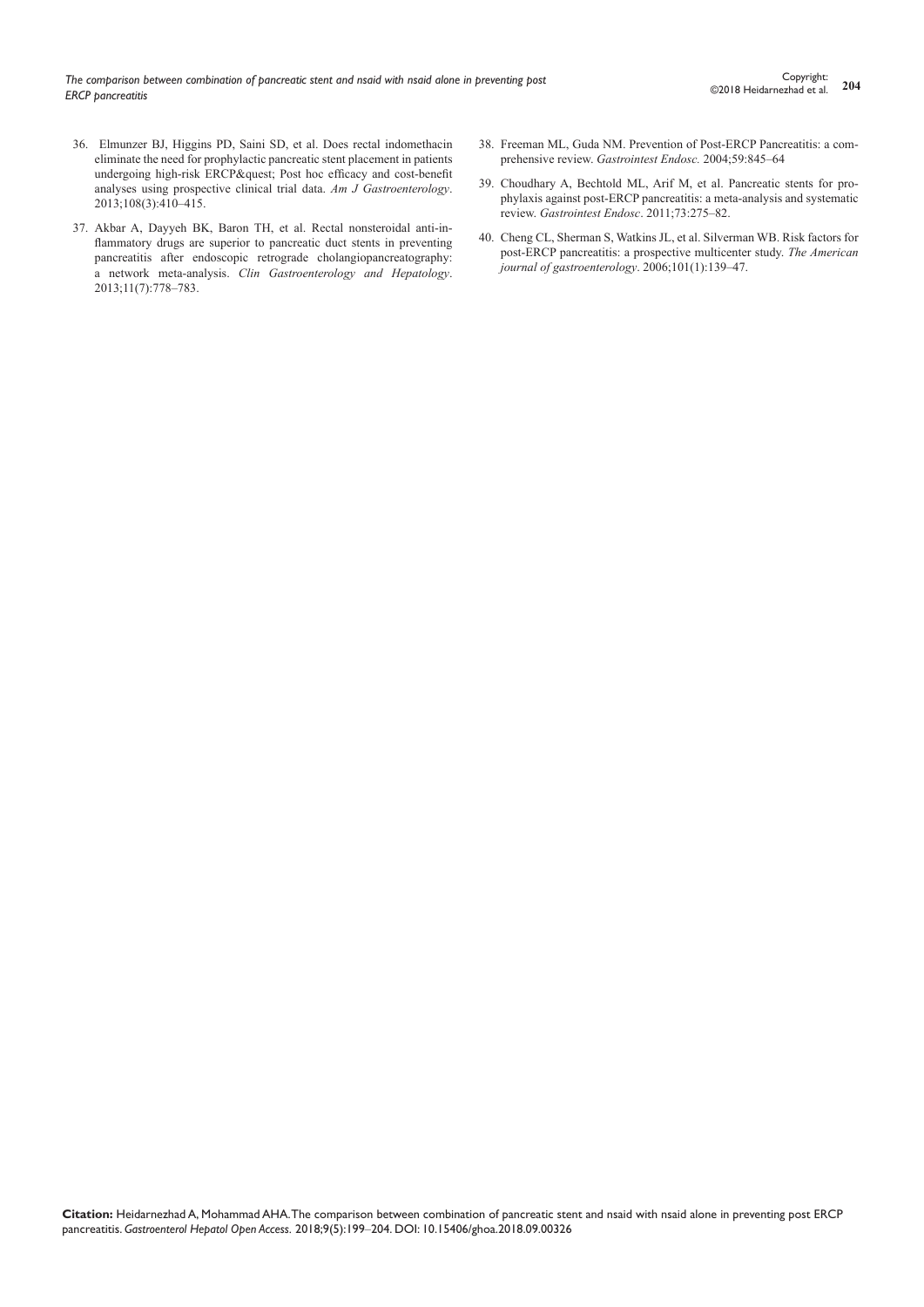36. Elmunzer BJ, Higgins PD, Saini SD, et al. Does rectal indomethacin eliminate the need for prophylactic pancreatic stent placement in patients undergoing high-risk ERCP&quest; Post hoc efficacy and cost-benefit analyses using prospective clinical trial data. *Am J Gastroenterology*. 2013;108(3):410–415.
37. Akbar A, Dayyeh BK, Baron TH, et al. Rectal nonsteroidal anti-inflammatory drugs are superior to pancreatic duct stents in preventing pancreatitis after endoscopic retrograde cholangiopancreatography: a network meta-analysis. *Clin Gastroenterology and Hepatology*. 2013;11(7):778–783.
38. Freeman ML, Guda NM. Prevention of Post-ERCP Pancreatitis: a comprehensive review. *Gastrointest Endosc.* 2004;59:845–64
39. Choudhary A, Bechtold ML, Arif M, et al. Pancreatic stents for prophylaxis against post-ERCP pancreatitis: a meta-analysis and systematic review. *Gastrointest Endosc*. 2011;73:275–82.
40. Cheng CL, Sherman S, Watkins JL, et al. Silverman WB. Risk factors for post-ERCP pancreatitis: a prospective multicenter study. *The American journal of gastroenterology*. 2006;101(1):139–47.